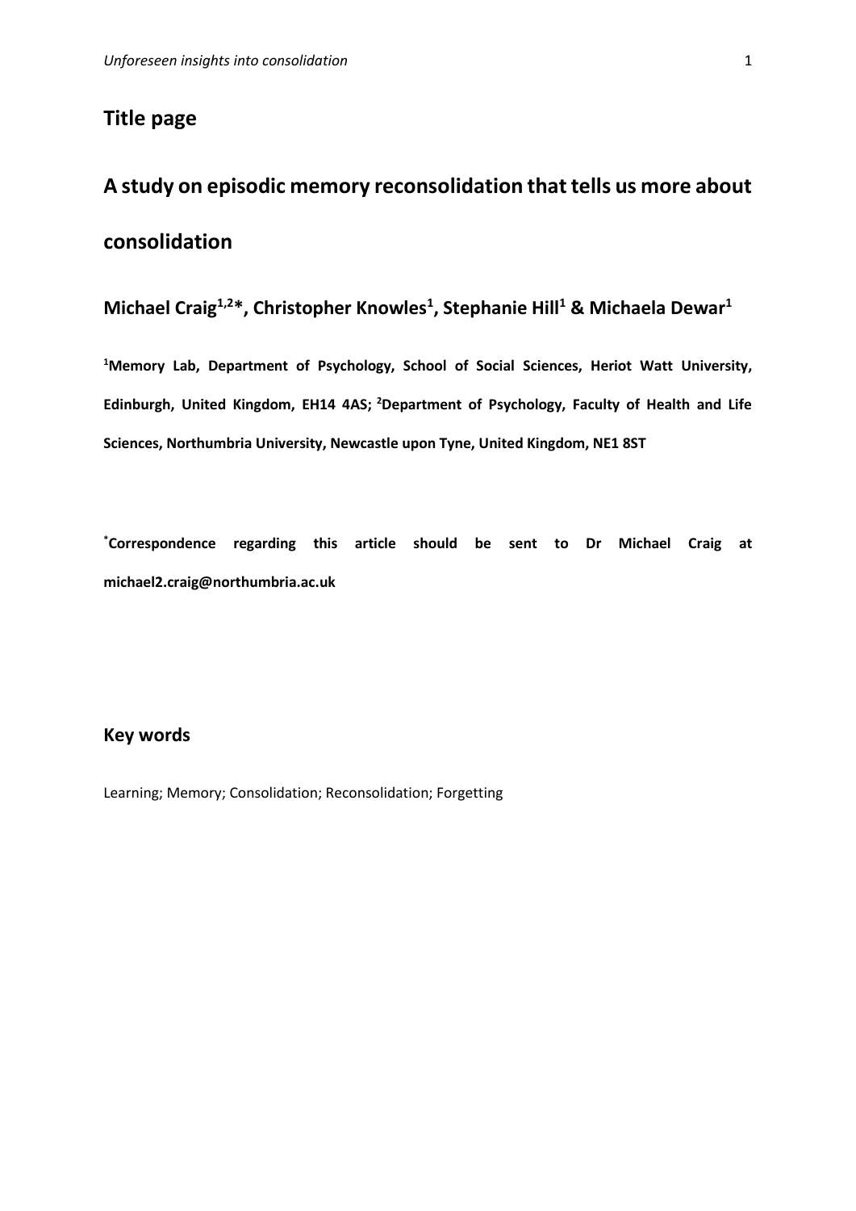## Title page

# A study on episodic memory reconsolidation that tells us more about consolidation

**Michael Craig[1,2]*, Christopher Knowles[1], Stephanie Hill[1] & Michaela Dewar[1]**

**[1]Memory Lab, Department of Psychology, School of Social Sciences, Heriot Watt University, Edinburgh, United Kingdom, EH14 4AS; [2]Department of Psychology, Faculty of Health and Life Sciences, Northumbria University, Newcastle upon Tyne, United Kingdom, NE1 8ST**

**[*]Correspondence regarding this article should be sent to Dr Michael Craig at michael2.craig@northumbria.ac.uk**

## Key words

Learning; Memory; Consolidation; Reconsolidation; Forgetting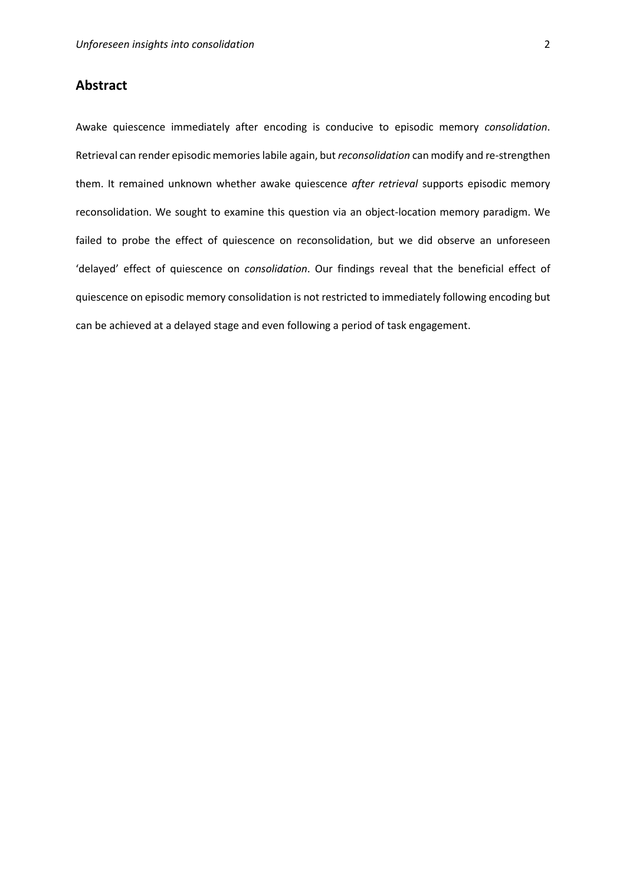## Abstract

Awake quiescence immediately after encoding is conducive to episodic memory *consolidation*. Retrieval can render episodic memories labile again, but *reconsolidation* can modify and re-strengthen them. It remained unknown whether awake quiescence *after retrieval* supports episodic memory reconsolidation. We sought to examine this question via an object-location memory paradigm. We failed to probe the effect of quiescence on reconsolidation, but we did observe an unforeseen 'delayed' effect of quiescence on *consolidation*. Our findings reveal that the beneficial effect of quiescence on episodic memory consolidation is not restricted to immediately following encoding but can be achieved at a delayed stage and even following a period of task engagement.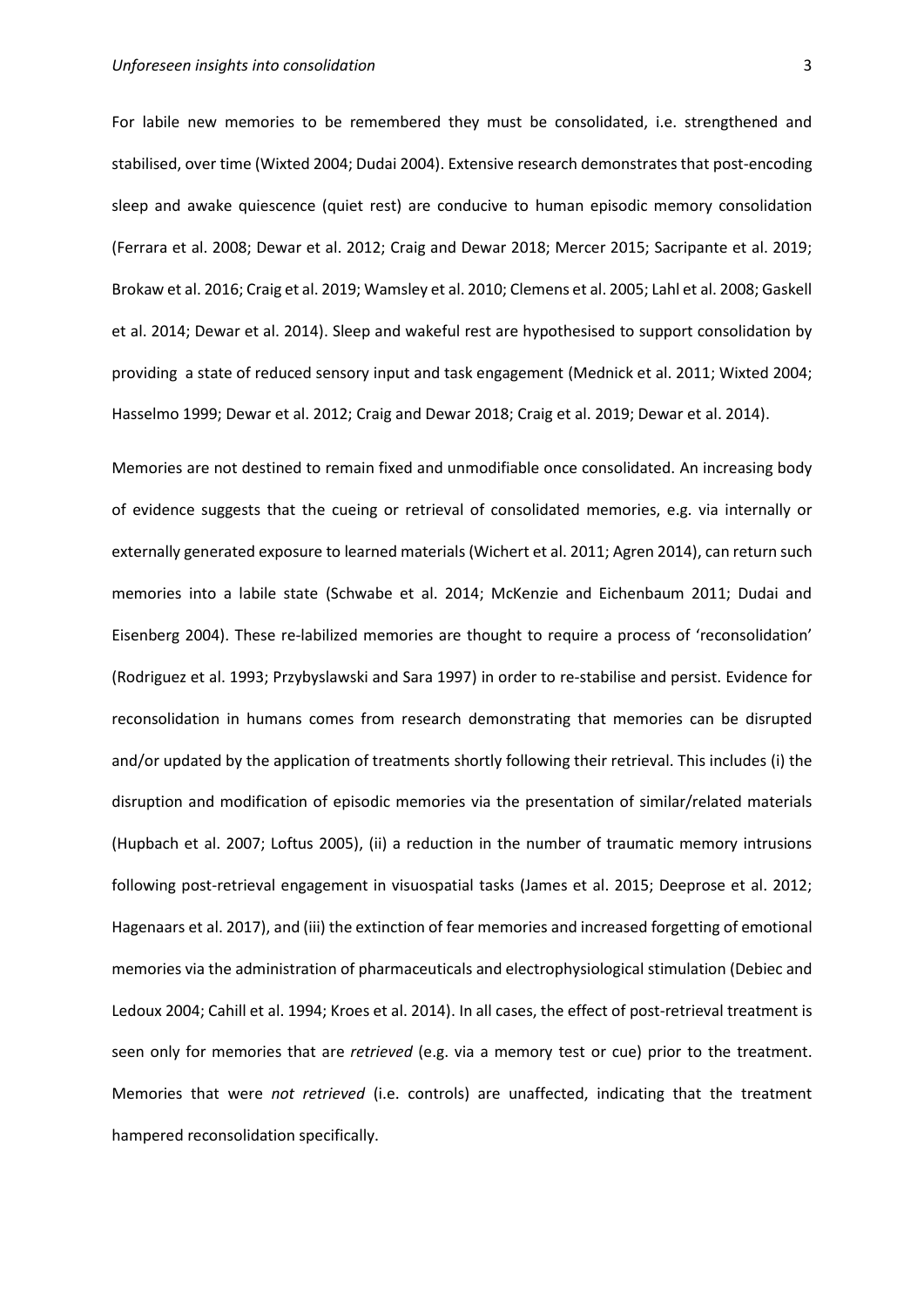For labile new memories to be remembered they must be consolidated, i.e. strengthened and stabilised, over time (Wixted 2004; Dudai 2004). Extensive research demonstrates that post-encoding sleep and awake quiescence (quiet rest) are conducive to human episodic memory consolidation (Ferrara et al. 2008; Dewar et al. 2012; Craig and Dewar 2018; Mercer 2015; Sacripante et al. 2019; Brokaw et al. 2016; Craig et al. 2019; Wamsley et al. 2010; Clemens et al. 2005; Lahl et al. 2008; Gaskell et al. 2014; Dewar et al. 2014). Sleep and wakeful rest are hypothesised to support consolidation by providing a state of reduced sensory input and task engagement (Mednick et al. 2011; Wixted 2004; Hasselmo 1999; Dewar et al. 2012; Craig and Dewar 2018; Craig et al. 2019; Dewar et al. 2014).

Memories are not destined to remain fixed and unmodifiable once consolidated. An increasing body of evidence suggests that the cueing or retrieval of consolidated memories, e.g. via internally or externally generated exposure to learned materials (Wichert et al. 2011; Agren 2014), can return such memories into a labile state (Schwabe et al. 2014; McKenzie and Eichenbaum 2011; Dudai and Eisenberg 2004). These re-labilized memories are thought to require a process of 'reconsolidation' (Rodriguez et al. 1993; Przybyslawski and Sara 1997) in order to re-stabilise and persist. Evidence for reconsolidation in humans comes from research demonstrating that memories can be disrupted and/or updated by the application of treatments shortly following their retrieval. This includes (i) the disruption and modification of episodic memories via the presentation of similar/related materials (Hupbach et al. 2007; Loftus 2005), (ii) a reduction in the number of traumatic memory intrusions following post-retrieval engagement in visuospatial tasks (James et al. 2015; Deeprose et al. 2012; Hagenaars et al. 2017), and (iii) the extinction of fear memories and increased forgetting of emotional memories via the administration of pharmaceuticals and electrophysiological stimulation (Debiec and Ledoux 2004; Cahill et al. 1994; Kroes et al. 2014). In all cases, the effect of post-retrieval treatment is seen only for memories that are *retrieved* (e.g. via a memory test or cue) prior to the treatment. Memories that were *not retrieved* (i.e. controls) are unaffected, indicating that the treatment hampered reconsolidation specifically.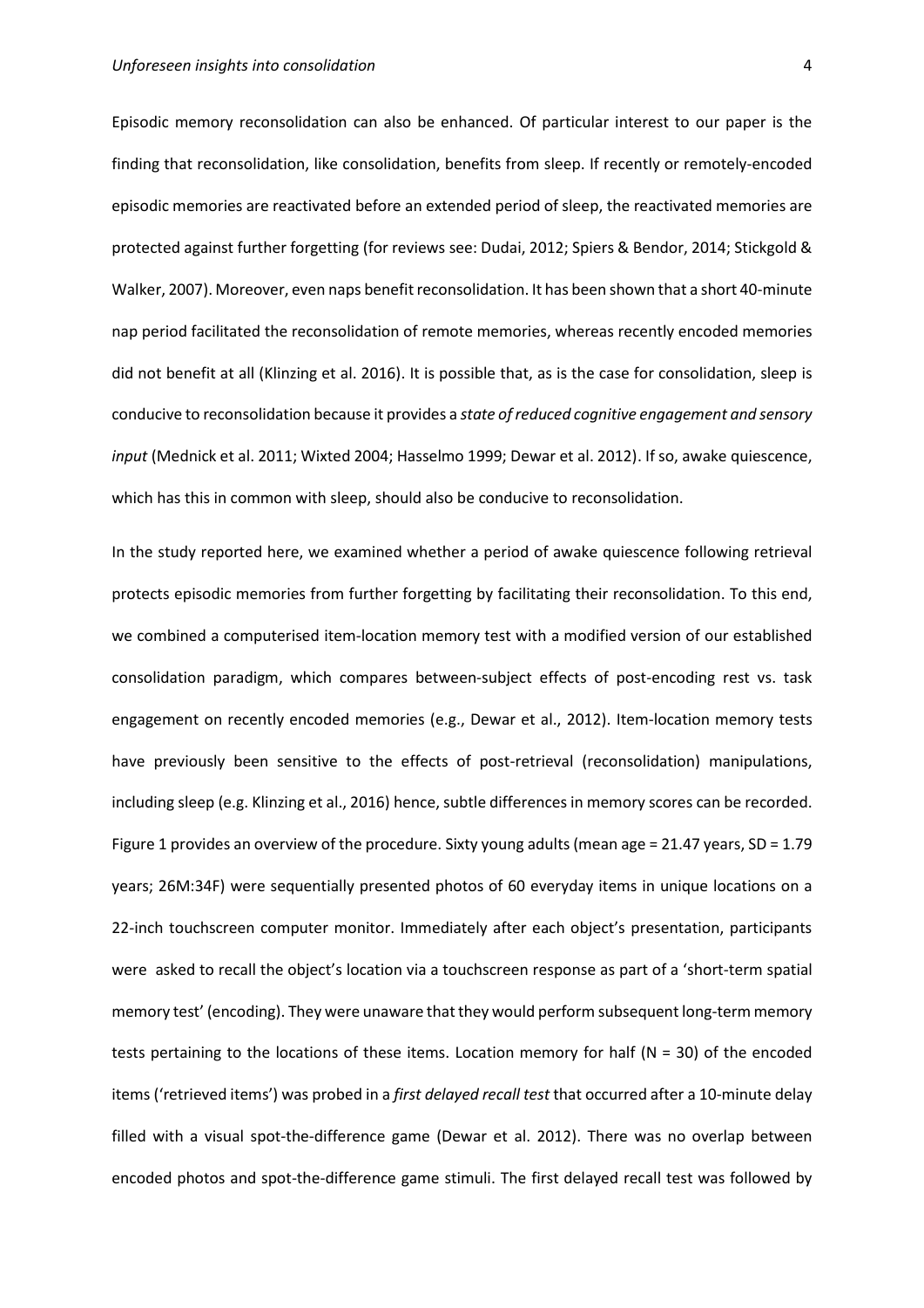Episodic memory reconsolidation can also be enhanced. Of particular interest to our paper is the finding that reconsolidation, like consolidation, benefits from sleep. If recently or remotely-encoded episodic memories are reactivated before an extended period of sleep, the reactivated memories are protected against further forgetting (for reviews see: Dudai, 2012; Spiers & Bendor, 2014; Stickgold & Walker, 2007). Moreover, even naps benefit reconsolidation. It has been shown that a short 40-minute nap period facilitated the reconsolidation of remote memories, whereas recently encoded memories did not benefit at all (Klinzing et al. 2016). It is possible that, as is the case for consolidation, sleep is conducive to reconsolidation because it provides a *state of reduced cognitive engagement and sensory input* (Mednick et al. 2011; Wixted 2004; Hasselmo 1999; Dewar et al. 2012). If so, awake quiescence, which has this in common with sleep, should also be conducive to reconsolidation.

In the study reported here, we examined whether a period of awake quiescence following retrieval protects episodic memories from further forgetting by facilitating their reconsolidation. To this end, we combined a computerised item-location memory test with a modified version of our established consolidation paradigm, which compares between-subject effects of post-encoding rest vs. task engagement on recently encoded memories (e.g., Dewar et al., 2012). Item-location memory tests have previously been sensitive to the effects of post-retrieval (reconsolidation) manipulations, including sleep (e.g. Klinzing et al., 2016) hence, subtle differences in memory scores can be recorded. Figure 1 provides an overview of the procedure. Sixty young adults (mean age = 21.47 years, SD = 1.79 years; 26M:34F) were sequentially presented photos of 60 everyday items in unique locations on a 22-inch touchscreen computer monitor. Immediately after each object's presentation, participants were asked to recall the object's location via a touchscreen response as part of a 'short-term spatial memory test' (encoding). They were unaware that they would perform subsequent long-term memory tests pertaining to the locations of these items. Location memory for half (N = 30) of the encoded items ('retrieved items') was probed in a *first delayed recall test* that occurred after a 10-minute delay filled with a visual spot-the-difference game (Dewar et al. 2012). There was no overlap between encoded photos and spot-the-difference game stimuli. The first delayed recall test was followed by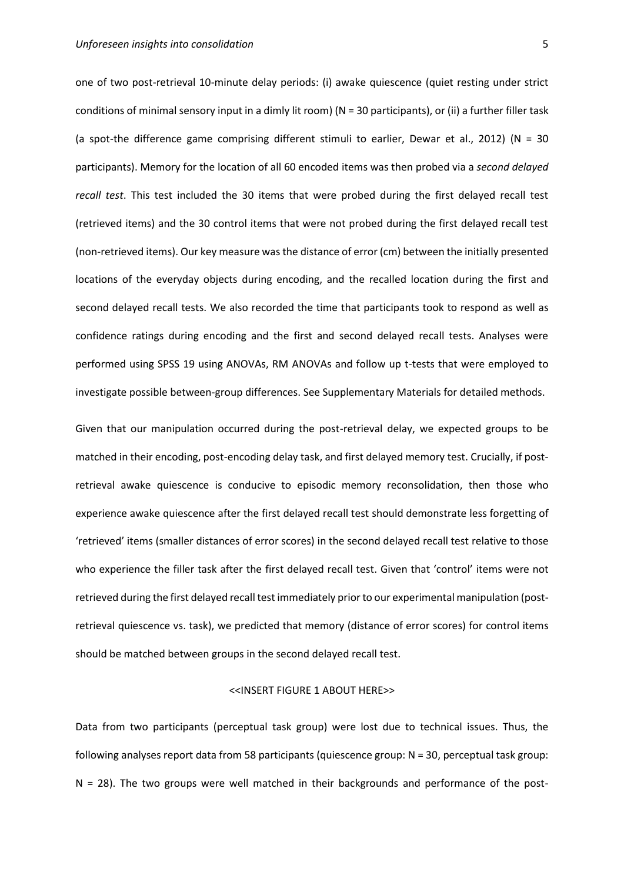one of two post-retrieval 10-minute delay periods: (i) awake quiescence (quiet resting under strict conditions of minimal sensory input in a dimly lit room) (N = 30 participants), or (ii) a further filler task (a spot-the difference game comprising different stimuli to earlier, Dewar et al., 2012) (N = 30 participants). Memory for the location of all 60 encoded items was then probed via a *second delayed recall test*. This test included the 30 items that were probed during the first delayed recall test (retrieved items) and the 30 control items that were not probed during the first delayed recall test (non-retrieved items). Our key measure was the distance of error (cm) between the initially presented locations of the everyday objects during encoding, and the recalled location during the first and second delayed recall tests. We also recorded the time that participants took to respond as well as confidence ratings during encoding and the first and second delayed recall tests. Analyses were performed using SPSS 19 using ANOVAs, RM ANOVAs and follow up t-tests that were employed to investigate possible between-group differences. See Supplementary Materials for detailed methods.

Given that our manipulation occurred during the post-retrieval delay, we expected groups to be matched in their encoding, post-encoding delay task, and first delayed memory test. Crucially, if post-retrieval awake quiescence is conducive to episodic memory reconsolidation, then those who experience awake quiescence after the first delayed recall test should demonstrate less forgetting of 'retrieved' items (smaller distances of error scores) in the second delayed recall test relative to those who experience the filler task after the first delayed recall test. Given that 'control' items were not retrieved during the first delayed recall test immediately prior to our experimental manipulation (post-retrieval quiescence vs. task), we predicted that memory (distance of error scores) for control items should be matched between groups in the second delayed recall test.

<<INSERT FIGURE 1 ABOUT HERE>>

Data from two participants (perceptual task group) were lost due to technical issues. Thus, the following analyses report data from 58 participants (quiescence group: N = 30, perceptual task group: N = 28). The two groups were well matched in their backgrounds and performance of the post-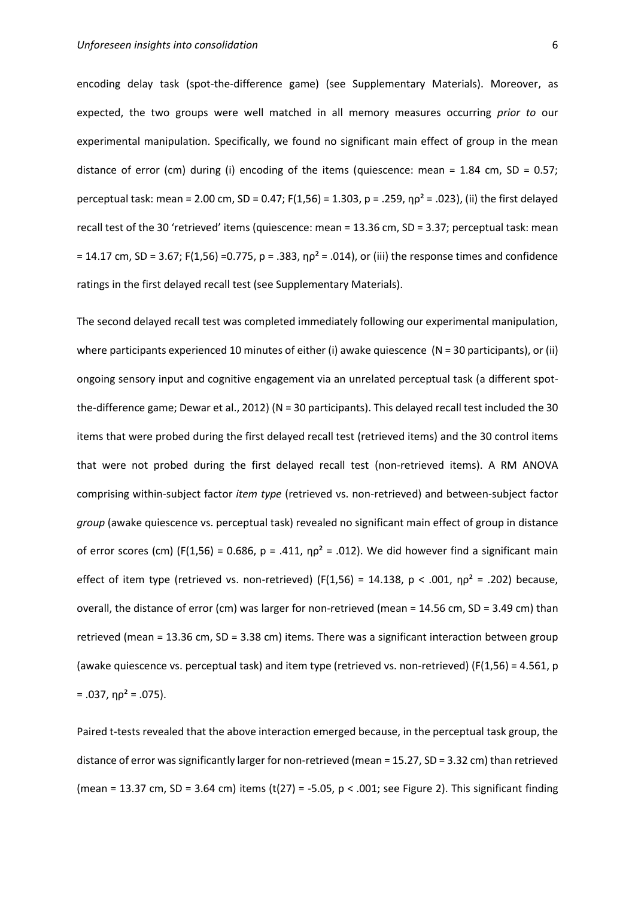encoding delay task (spot-the-difference game) (see Supplementary Materials). Moreover, as expected, the two groups were well matched in all memory measures occurring *prior to* our experimental manipulation. Specifically, we found no significant main effect of group in the mean distance of error (cm) during (i) encoding of the items (quiescence: mean = 1.84 cm, SD = 0.57; perceptual task: mean = 2.00 cm, SD = 0.47; $F(1,56) = 1.303$, $p = .259$, $\eta\rho^2 = .023$), (ii) the first delayed recall test of the 30 'retrieved' items (quiescence: mean = 13.36 cm, SD = 3.37; perceptual task: mean = 14.17 cm, SD = 3.67; $F(1,56) = 0.775$, $p = .383$, $\eta\rho^2 = .014$), or (iii) the response times and confidence ratings in the first delayed recall test (see Supplementary Materials).

The second delayed recall test was completed immediately following our experimental manipulation, where participants experienced 10 minutes of either (i) awake quiescence (N = 30 participants), or (ii) ongoing sensory input and cognitive engagement via an unrelated perceptual task (a different spot-the-difference game; Dewar et al., 2012) (N = 30 participants). This delayed recall test included the 30 items that were probed during the first delayed recall test (retrieved items) and the 30 control items that were not probed during the first delayed recall test (non-retrieved items). A RM ANOVA comprising within-subject factor *item type* (retrieved vs. non-retrieved) and between-subject factor *group* (awake quiescence vs. perceptual task) revealed no significant main effect of group in distance of error scores (cm) ($F(1,56) = 0.686$, $p = .411$, $\eta\rho^2 = .012$). We did however find a significant main effect of item type (retrieved vs. non-retrieved) ($F(1,56) = 14.138$, $p < .001$, $\eta\rho^2 = .202$) because, overall, the distance of error (cm) was larger for non-retrieved (mean = 14.56 cm, SD = 3.49 cm) than retrieved (mean = 13.36 cm, SD = 3.38 cm) items. There was a significant interaction between group (awake quiescence vs. perceptual task) and item type (retrieved vs. non-retrieved) ($F(1,56) = 4.561$, $p = .037$, $\eta\rho^2 = .075$).

Paired t-tests revealed that the above interaction emerged because, in the perceptual task group, the distance of error was significantly larger for non-retrieved (mean = 15.27, SD = 3.32 cm) than retrieved (mean = 13.37 cm, SD = 3.64 cm) items ($t(27) = -5.05$, $p < .001$; see Figure 2). This significant finding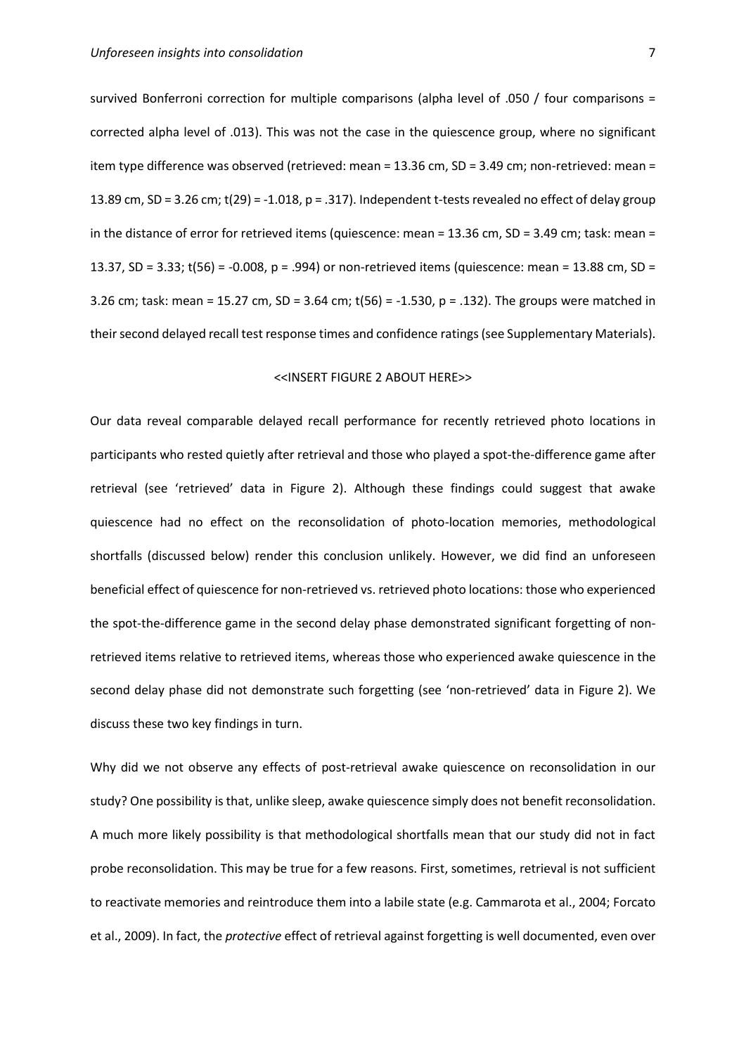survived Bonferroni correction for multiple comparisons (alpha level of .050 / four comparisons = corrected alpha level of .013). This was not the case in the quiescence group, where no significant item type difference was observed (retrieved: mean = 13.36 cm, SD = 3.49 cm; non-retrieved: mean = 13.89 cm, SD = 3.26 cm; $t(29) = -1.018$, $p = .317$). Independent t-tests revealed no effect of delay group in the distance of error for retrieved items (quiescence: mean = 13.36 cm, SD = 3.49 cm; task: mean = 13.37, SD = 3.33; $t(56) = -0.008$, $p = .994$) or non-retrieved items (quiescence: mean = 13.88 cm, SD = 3.26 cm; task: mean = 15.27 cm, SD = 3.64 cm; $t(56) = -1.530$, $p = .132$). The groups were matched in their second delayed recall test response times and confidence ratings (see Supplementary Materials).

<<INSERT FIGURE 2 ABOUT HERE>>

Our data reveal comparable delayed recall performance for recently retrieved photo locations in participants who rested quietly after retrieval and those who played a spot-the-difference game after retrieval (see 'retrieved' data in Figure 2). Although these findings could suggest that awake quiescence had no effect on the reconsolidation of photo-location memories, methodological shortfalls (discussed below) render this conclusion unlikely. However, we did find an unforeseen beneficial effect of quiescence for non-retrieved vs. retrieved photo locations: those who experienced the spot-the-difference game in the second delay phase demonstrated significant forgetting of non-retrieved items relative to retrieved items, whereas those who experienced awake quiescence in the second delay phase did not demonstrate such forgetting (see 'non-retrieved' data in Figure 2). We discuss these two key findings in turn.

Why did we not observe any effects of post-retrieval awake quiescence on reconsolidation in our study? One possibility is that, unlike sleep, awake quiescence simply does not benefit reconsolidation. A much more likely possibility is that methodological shortfalls mean that our study did not in fact probe reconsolidation. This may be true for a few reasons. First, sometimes, retrieval is not sufficient to reactivate memories and reintroduce them into a labile state (e.g. Cammarota et al., 2004; Forcato et al., 2009). In fact, the *protective* effect of retrieval against forgetting is well documented, even over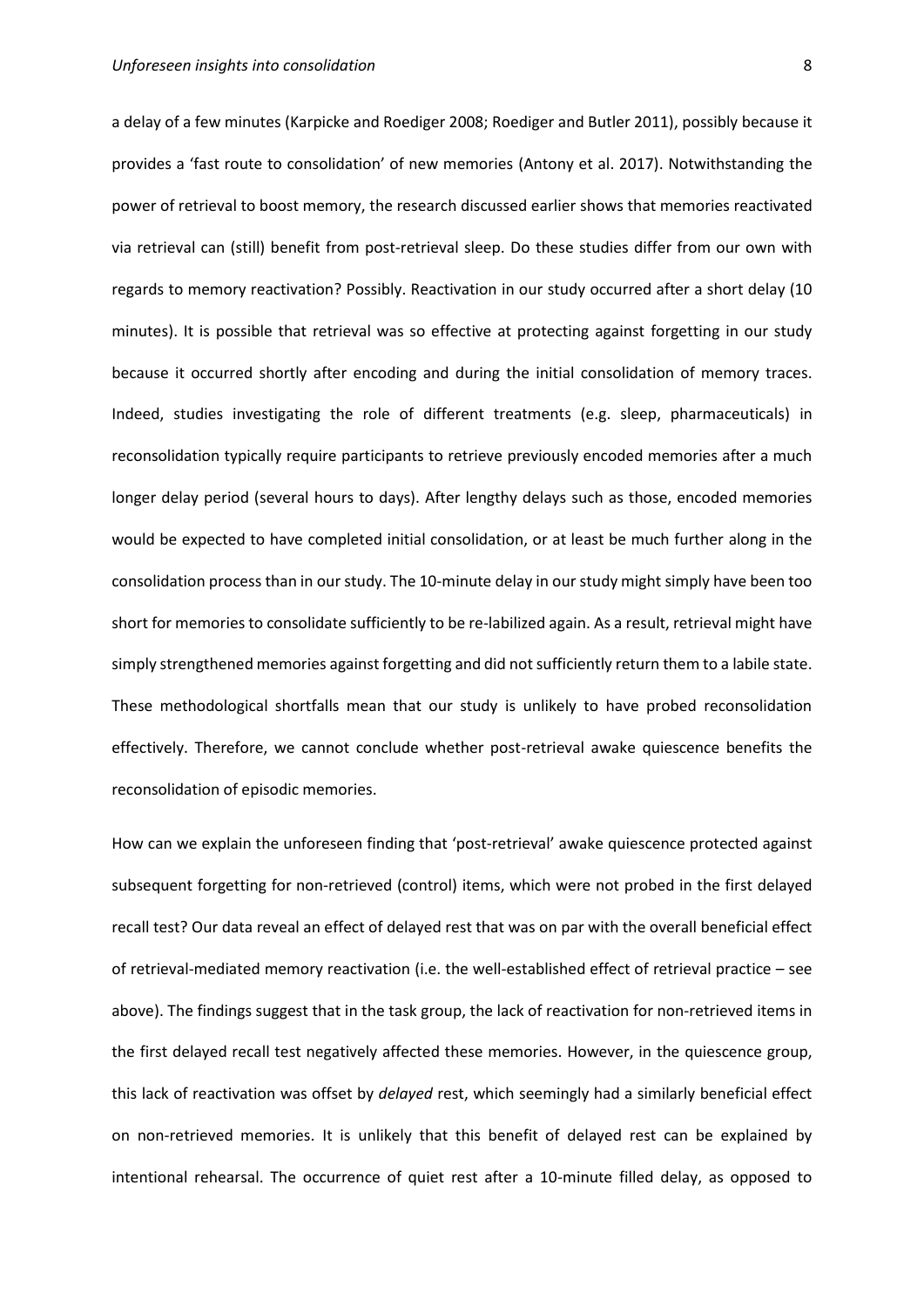a delay of a few minutes (Karpicke and Roediger 2008; Roediger and Butler 2011), possibly because it provides a 'fast route to consolidation' of new memories (Antony et al. 2017). Notwithstanding the power of retrieval to boost memory, the research discussed earlier shows that memories reactivated via retrieval can (still) benefit from post-retrieval sleep. Do these studies differ from our own with regards to memory reactivation? Possibly. Reactivation in our study occurred after a short delay (10 minutes). It is possible that retrieval was so effective at protecting against forgetting in our study because it occurred shortly after encoding and during the initial consolidation of memory traces. Indeed, studies investigating the role of different treatments (e.g. sleep, pharmaceuticals) in reconsolidation typically require participants to retrieve previously encoded memories after a much longer delay period (several hours to days). After lengthy delays such as those, encoded memories would be expected to have completed initial consolidation, or at least be much further along in the consolidation process than in our study. The 10-minute delay in our study might simply have been too short for memories to consolidate sufficiently to be re-labilized again. As a result, retrieval might have simply strengthened memories against forgetting and did not sufficiently return them to a labile state. These methodological shortfalls mean that our study is unlikely to have probed reconsolidation effectively. Therefore, we cannot conclude whether post-retrieval awake quiescence benefits the reconsolidation of episodic memories.

How can we explain the unforeseen finding that 'post-retrieval' awake quiescence protected against subsequent forgetting for non-retrieved (control) items, which were not probed in the first delayed recall test? Our data reveal an effect of delayed rest that was on par with the overall beneficial effect of retrieval-mediated memory reactivation (i.e. the well-established effect of retrieval practice – see above). The findings suggest that in the task group, the lack of reactivation for non-retrieved items in the first delayed recall test negatively affected these memories. However, in the quiescence group, this lack of reactivation was offset by *delayed* rest, which seemingly had a similarly beneficial effect on non-retrieved memories. It is unlikely that this benefit of delayed rest can be explained by intentional rehearsal. The occurrence of quiet rest after a 10-minute filled delay, as opposed to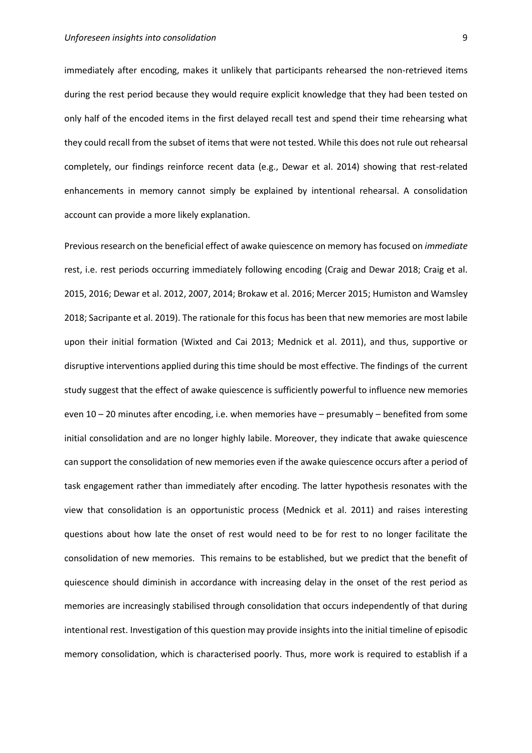immediately after encoding, makes it unlikely that participants rehearsed the non-retrieved items during the rest period because they would require explicit knowledge that they had been tested on only half of the encoded items in the first delayed recall test and spend their time rehearsing what they could recall from the subset of items that were not tested. While this does not rule out rehearsal completely, our findings reinforce recent data (e.g., Dewar et al. 2014) showing that rest-related enhancements in memory cannot simply be explained by intentional rehearsal. A consolidation account can provide a more likely explanation.

Previous research on the beneficial effect of awake quiescence on memory has focused on *immediate* rest, i.e. rest periods occurring immediately following encoding (Craig and Dewar 2018; Craig et al. 2015, 2016; Dewar et al. 2012, 2007, 2014; Brokaw et al. 2016; Mercer 2015; Humiston and Wamsley 2018; Sacripante et al. 2019). The rationale for this focus has been that new memories are most labile upon their initial formation (Wixted and Cai 2013; Mednick et al. 2011), and thus, supportive or disruptive interventions applied during this time should be most effective. The findings of the current study suggest that the effect of awake quiescence is sufficiently powerful to influence new memories even 10 – 20 minutes after encoding, i.e. when memories have – presumably – benefited from some initial consolidation and are no longer highly labile. Moreover, they indicate that awake quiescence can support the consolidation of new memories even if the awake quiescence occurs after a period of task engagement rather than immediately after encoding. The latter hypothesis resonates with the view that consolidation is an opportunistic process (Mednick et al. 2011) and raises interesting questions about how late the onset of rest would need to be for rest to no longer facilitate the consolidation of new memories. This remains to be established, but we predict that the benefit of quiescence should diminish in accordance with increasing delay in the onset of the rest period as memories are increasingly stabilised through consolidation that occurs independently of that during intentional rest. Investigation of this question may provide insights into the initial timeline of episodic memory consolidation, which is characterised poorly. Thus, more work is required to establish if a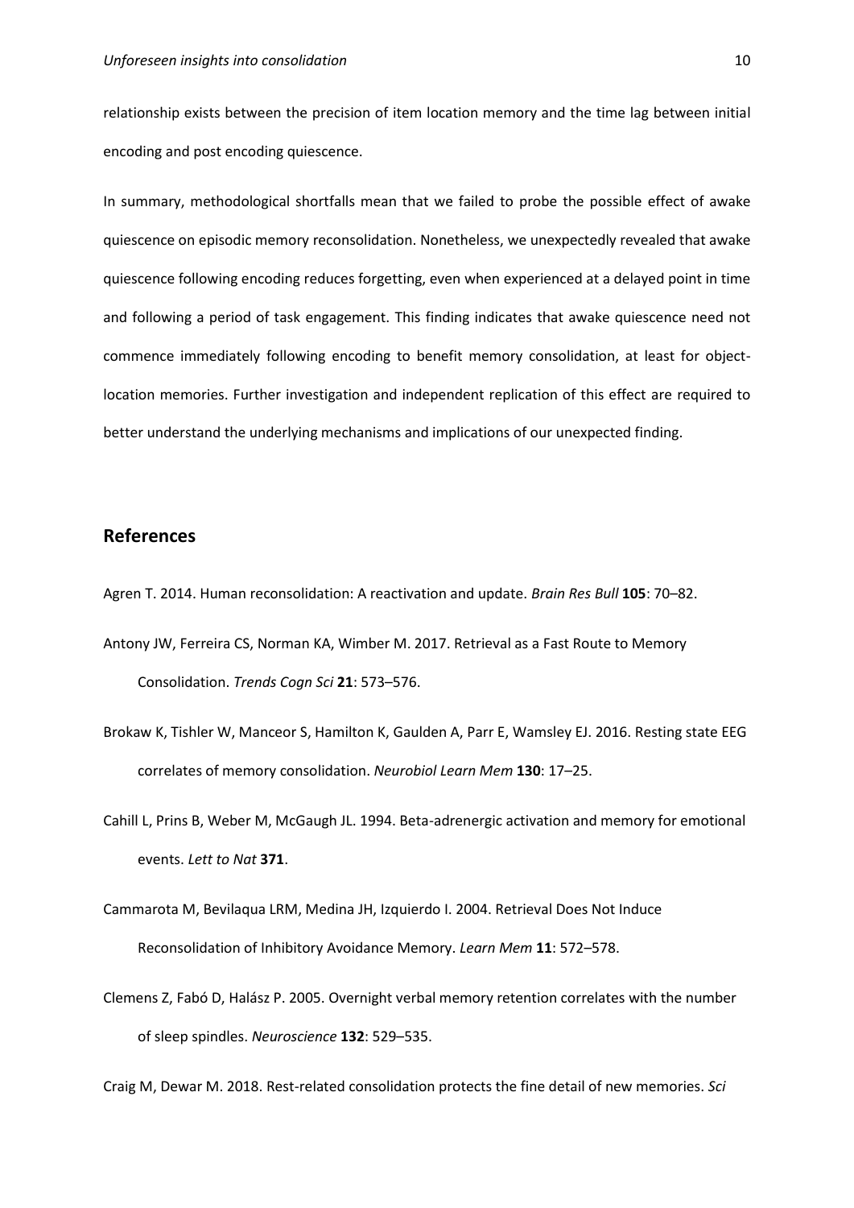relationship exists between the precision of item location memory and the time lag between initial encoding and post encoding quiescence.

In summary, methodological shortfalls mean that we failed to probe the possible effect of awake quiescence on episodic memory reconsolidation. Nonetheless, we unexpectedly revealed that awake quiescence following encoding reduces forgetting, even when experienced at a delayed point in time and following a period of task engagement. This finding indicates that awake quiescence need not commence immediately following encoding to benefit memory consolidation, at least for object-location memories. Further investigation and independent replication of this effect are required to better understand the underlying mechanisms and implications of our unexpected finding.

## References

Agren T. 2014. Human reconsolidation: A reactivation and update. *Brain Res Bull* **105**: 70–82.

Antony JW, Ferreira CS, Norman KA, Wimber M. 2017. Retrieval as a Fast Route to Memory Consolidation. *Trends Cogn Sci* **21**: 573–576.

Brokaw K, Tishler W, Manceor S, Hamilton K, Gaulden A, Parr E, Wamsley EJ. 2016. Resting state EEG correlates of memory consolidation. *Neurobiol Learn Mem* **130**: 17–25.

Cahill L, Prins B, Weber M, McGaugh JL. 1994. Beta-adrenergic activation and memory for emotional events. *Lett to Nat* **371**.

Cammarota M, Bevilaqua LRM, Medina JH, Izquierdo I. 2004. Retrieval Does Not Induce Reconsolidation of Inhibitory Avoidance Memory. *Learn Mem* **11**: 572–578.

Clemens Z, Fabó D, Halász P. 2005. Overnight verbal memory retention correlates with the number of sleep spindles. *Neuroscience* **132**: 529–535.

Craig M, Dewar M. 2018. Rest-related consolidation protects the fine detail of new memories. *Sci*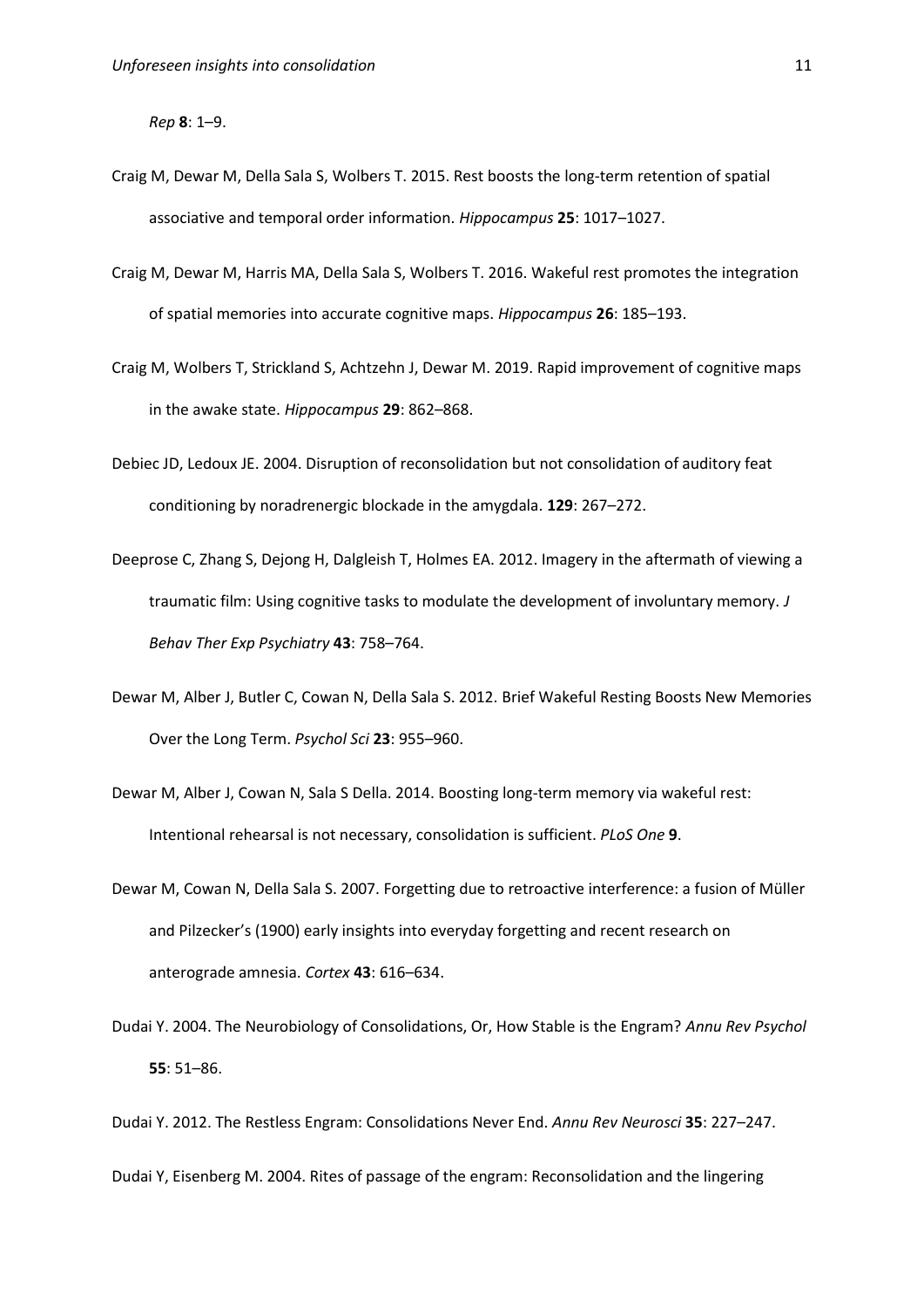*Rep* **8**: 1–9.

Craig M, Dewar M, Della Sala S, Wolbers T. 2015. Rest boosts the long-term retention of spatial associative and temporal order information. *Hippocampus* **25**: 1017–1027.

Craig M, Dewar M, Harris MA, Della Sala S, Wolbers T. 2016. Wakeful rest promotes the integration of spatial memories into accurate cognitive maps. *Hippocampus* **26**: 185–193.

Craig M, Wolbers T, Strickland S, Achtzehn J, Dewar M. 2019. Rapid improvement of cognitive maps in the awake state. *Hippocampus* **29**: 862–868.

Debiec JD, Ledoux JE. 2004. Disruption of reconsolidation but not consolidation of auditory feat conditioning by noradrenergic blockade in the amygdala. **129**: 267–272.

Deeprose C, Zhang S, Dejong H, Dalgleish T, Holmes EA. 2012. Imagery in the aftermath of viewing a traumatic film: Using cognitive tasks to modulate the development of involuntary memory. *J Behav Ther Exp Psychiatry* **43**: 758–764.

Dewar M, Alber J, Butler C, Cowan N, Della Sala S. 2012. Brief Wakeful Resting Boosts New Memories Over the Long Term. *Psychol Sci* **23**: 955–960.

Dewar M, Alber J, Cowan N, Sala S Della. 2014. Boosting long-term memory via wakeful rest: Intentional rehearsal is not necessary, consolidation is sufficient. *PLoS One* **9**.

Dewar M, Cowan N, Della Sala S. 2007. Forgetting due to retroactive interference: a fusion of Müller and Pilzecker's (1900) early insights into everyday forgetting and recent research on anterograde amnesia. *Cortex* **43**: 616–634.

Dudai Y. 2004. The Neurobiology of Consolidations, Or, How Stable is the Engram? *Annu Rev Psychol* **55**: 51–86.

Dudai Y. 2012. The Restless Engram: Consolidations Never End. *Annu Rev Neurosci* **35**: 227–247.

Dudai Y, Eisenberg M. 2004. Rites of passage of the engram: Reconsolidation and the lingering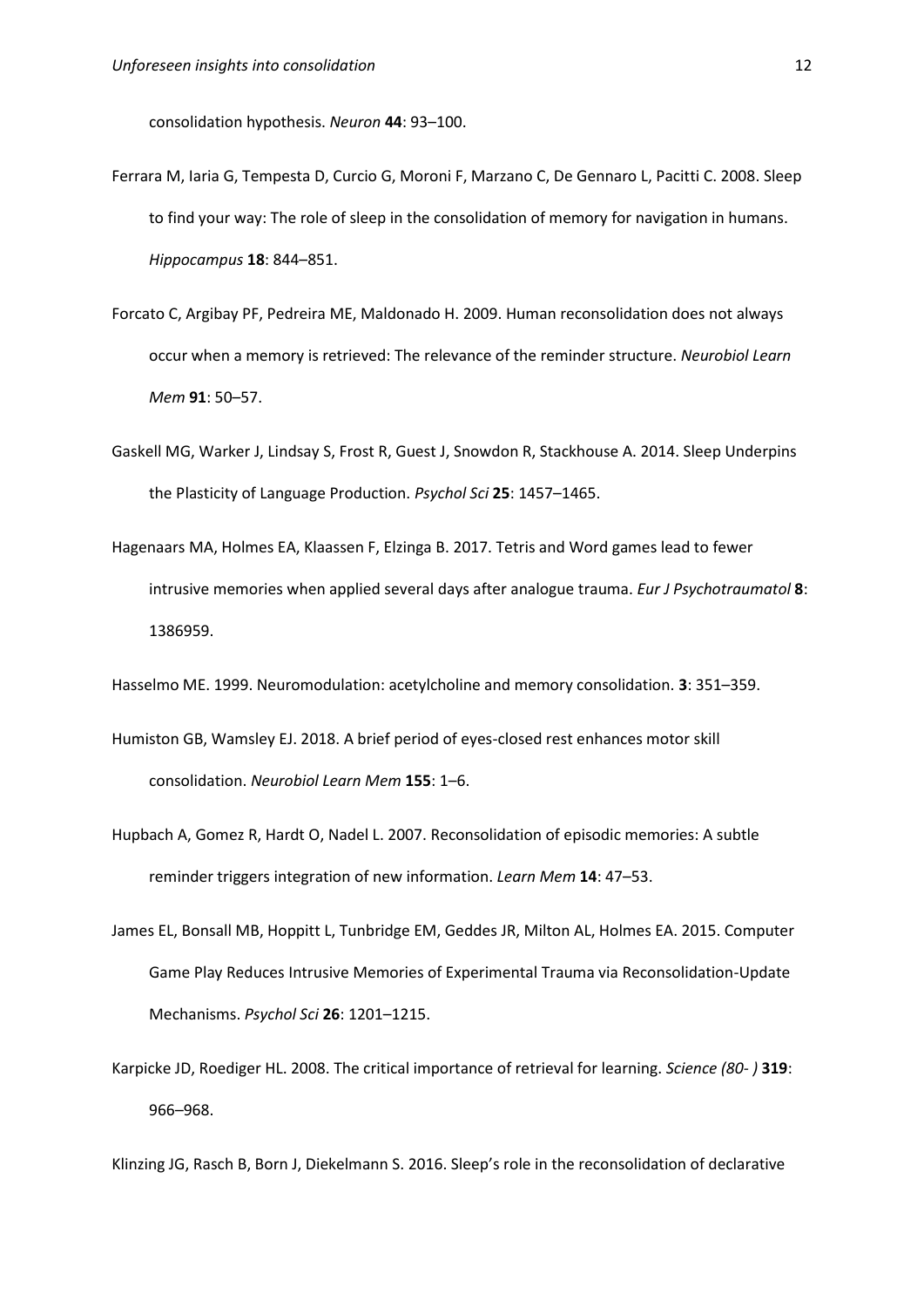consolidation hypothesis. *Neuron* **44**: 93–100.

Ferrara M, Iaria G, Tempesta D, Curcio G, Moroni F, Marzano C, De Gennaro L, Pacitti C. 2008. Sleep to find your way: The role of sleep in the consolidation of memory for navigation in humans. *Hippocampus* **18**: 844–851.

Forcato C, Argibay PF, Pedreira ME, Maldonado H. 2009. Human reconsolidation does not always occur when a memory is retrieved: The relevance of the reminder structure. *Neurobiol Learn Mem* **91**: 50–57.

Gaskell MG, Warker J, Lindsay S, Frost R, Guest J, Snowdon R, Stackhouse A. 2014. Sleep Underpins the Plasticity of Language Production. *Psychol Sci* **25**: 1457–1465.

Hagenaars MA, Holmes EA, Klaassen F, Elzinga B. 2017. Tetris and Word games lead to fewer intrusive memories when applied several days after analogue trauma. *Eur J Psychotraumatol* **8**: 1386959.

Hasselmo ME. 1999. Neuromodulation: acetylcholine and memory consolidation. **3**: 351–359.

Humiston GB, Wamsley EJ. 2018. A brief period of eyes-closed rest enhances motor skill consolidation. *Neurobiol Learn Mem* **155**: 1–6.

Hupbach A, Gomez R, Hardt O, Nadel L. 2007. Reconsolidation of episodic memories: A subtle reminder triggers integration of new information. *Learn Mem* **14**: 47–53.

James EL, Bonsall MB, Hoppitt L, Tunbridge EM, Geddes JR, Milton AL, Holmes EA. 2015. Computer Game Play Reduces Intrusive Memories of Experimental Trauma via Reconsolidation-Update Mechanisms. *Psychol Sci* **26**: 1201–1215.

Karpicke JD, Roediger HL. 2008. The critical importance of retrieval for learning. *Science (80- )* **319**: 966–968.

Klinzing JG, Rasch B, Born J, Diekelmann S. 2016. Sleep's role in the reconsolidation of declarative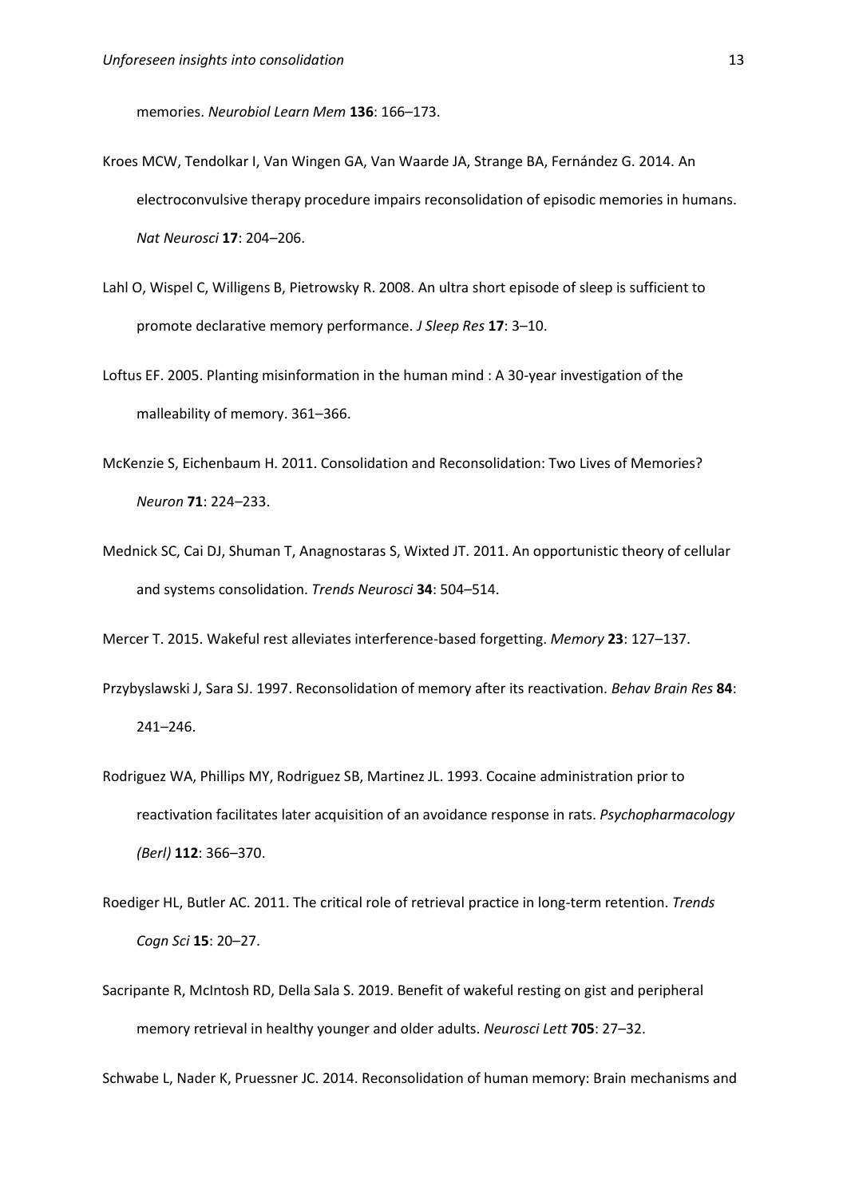memories. *Neurobiol Learn Mem* **136**: 166–173.

Kroes MCW, Tendolkar I, Van Wingen GA, Van Waarde JA, Strange BA, Fernández G. 2014. An electroconvulsive therapy procedure impairs reconsolidation of episodic memories in humans. *Nat Neurosci* **17**: 204–206.

Lahl O, Wispel C, Willigens B, Pietrowsky R. 2008. An ultra short episode of sleep is sufficient to promote declarative memory performance. *J Sleep Res* **17**: 3–10.

Loftus EF. 2005. Planting misinformation in the human mind : A 30-year investigation of the malleability of memory. 361–366.

McKenzie S, Eichenbaum H. 2011. Consolidation and Reconsolidation: Two Lives of Memories? *Neuron* **71**: 224–233.

Mednick SC, Cai DJ, Shuman T, Anagnostaras S, Wixted JT. 2011. An opportunistic theory of cellular and systems consolidation. *Trends Neurosci* **34**: 504–514.

Mercer T. 2015. Wakeful rest alleviates interference-based forgetting. *Memory* **23**: 127–137.

Przybyslawski J, Sara SJ. 1997. Reconsolidation of memory after its reactivation. *Behav Brain Res* **84**: 241–246.

Rodriguez WA, Phillips MY, Rodriguez SB, Martinez JL. 1993. Cocaine administration prior to reactivation facilitates later acquisition of an avoidance response in rats. *Psychopharmacology (Berl)* **112**: 366–370.

Roediger HL, Butler AC. 2011. The critical role of retrieval practice in long-term retention. *Trends Cogn Sci* **15**: 20–27.

Sacripante R, McIntosh RD, Della Sala S. 2019. Benefit of wakeful resting on gist and peripheral memory retrieval in healthy younger and older adults. *Neurosci Lett* **705**: 27–32.

Schwabe L, Nader K, Pruessner JC. 2014. Reconsolidation of human memory: Brain mechanisms and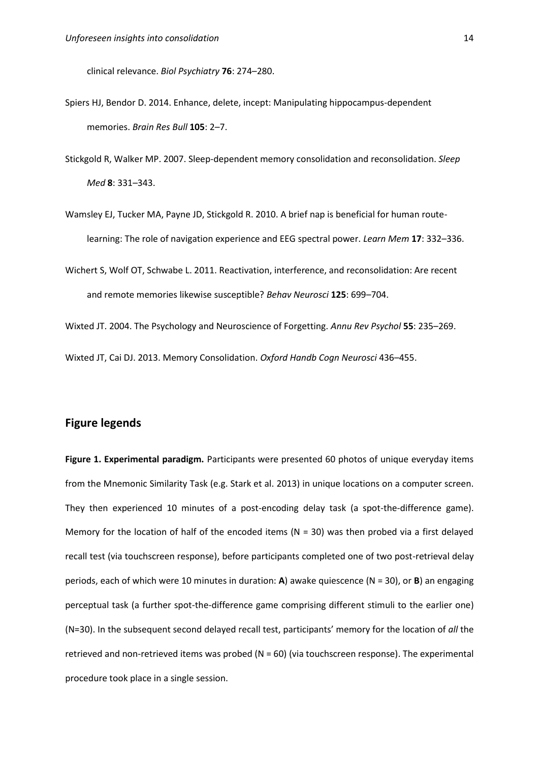clinical relevance. *Biol Psychiatry* **76**: 274–280.

Spiers HJ, Bendor D. 2014. Enhance, delete, incept: Manipulating hippocampus-dependent memories. *Brain Res Bull* **105**: 2–7.

Stickgold R, Walker MP. 2007. Sleep-dependent memory consolidation and reconsolidation. *Sleep Med* **8**: 331–343.

Wamsley EJ, Tucker MA, Payne JD, Stickgold R. 2010. A brief nap is beneficial for human route-learning: The role of navigation experience and EEG spectral power. *Learn Mem* **17**: 332–336.

Wichert S, Wolf OT, Schwabe L. 2011. Reactivation, interference, and reconsolidation: Are recent and remote memories likewise susceptible? *Behav Neurosci* **125**: 699–704.

Wixted JT. 2004. The Psychology and Neuroscience of Forgetting. *Annu Rev Psychol* **55**: 235–269.

Wixted JT, Cai DJ. 2013. Memory Consolidation. *Oxford Handb Cogn Neurosci* 436–455.

## Figure legends

**Figure 1. Experimental paradigm.** Participants were presented 60 photos of unique everyday items from the Mnemonic Similarity Task (e.g. Stark et al. 2013) in unique locations on a computer screen. They then experienced 10 minutes of a post-encoding delay task (a spot-the-difference game). Memory for the location of half of the encoded items (N = 30) was then probed via a first delayed recall test (via touchscreen response), before participants completed one of two post-retrieval delay periods, each of which were 10 minutes in duration: **A**) awake quiescence (N = 30), or **B**) an engaging perceptual task (a further spot-the-difference game comprising different stimuli to the earlier one) (N=30). In the subsequent second delayed recall test, participants' memory for the location of *all* the retrieved and non-retrieved items was probed (N = 60) (via touchscreen response). The experimental procedure took place in a single session.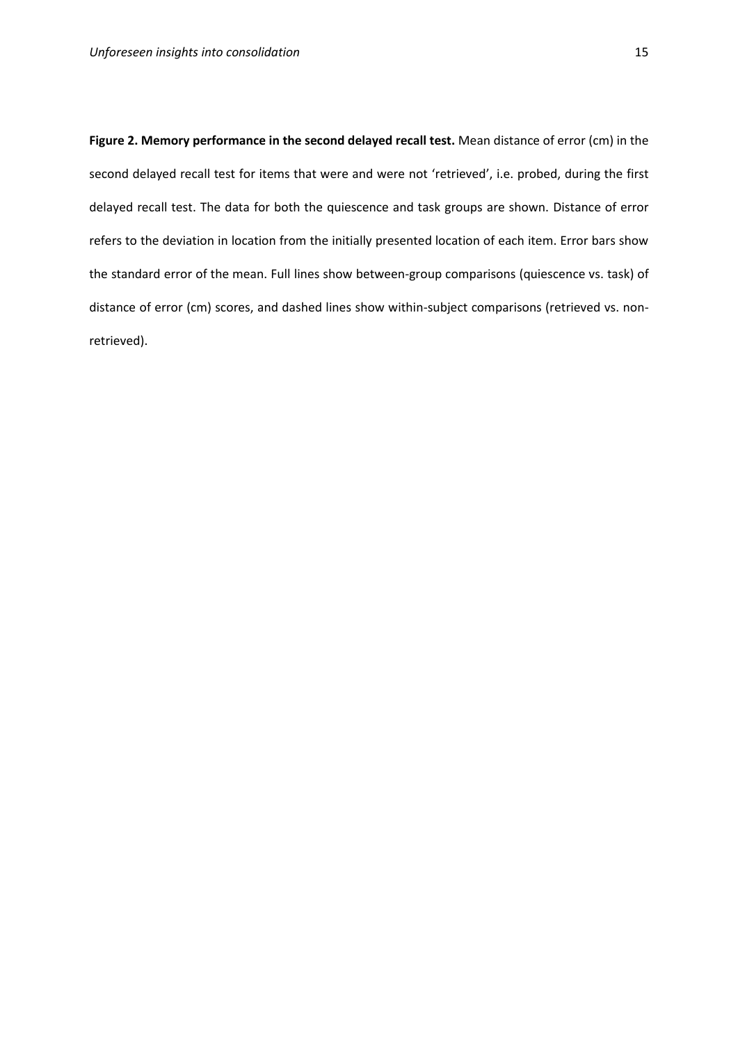**Figure 2. Memory performance in the second delayed recall test.** Mean distance of error (cm) in the second delayed recall test for items that were and were not 'retrieved', i.e. probed, during the first delayed recall test. The data for both the quiescence and task groups are shown. Distance of error refers to the deviation in location from the initially presented location of each item. Error bars show the standard error of the mean. Full lines show between-group comparisons (quiescence vs. task) of distance of error (cm) scores, and dashed lines show within-subject comparisons (retrieved vs. non-retrieved).